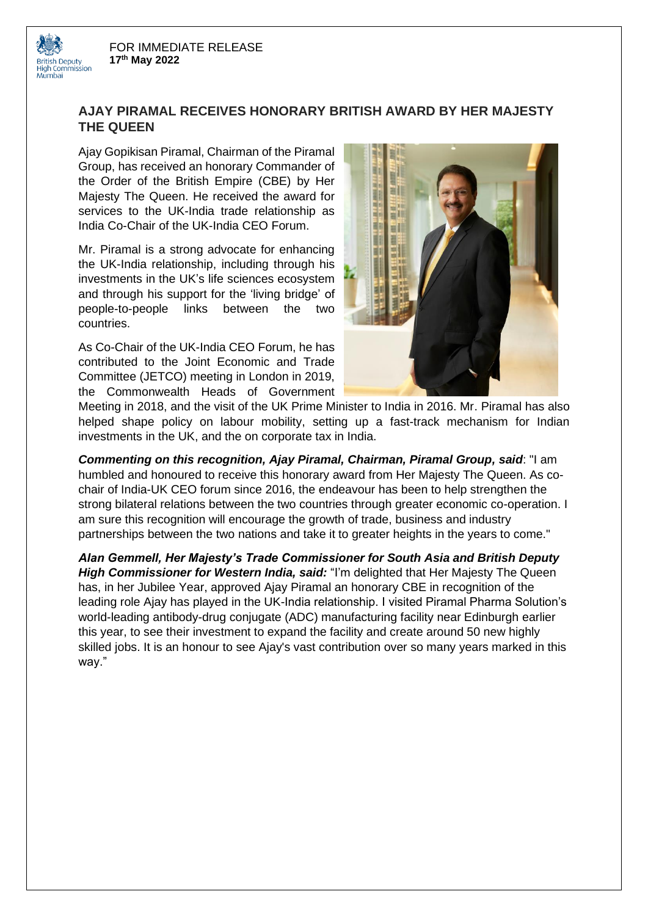British Deputy High Commission Mumbai

FOR IMMEDIATE RELEASE
**17th May 2022**

## AJAY PIRAMAL RECEIVES HONORARY BRITISH AWARD BY HER MAJESTY THE QUEEN

Ajay Gopikisan Piramal, Chairman of the Piramal Group, has received an honorary Commander of the Order of the British Empire (CBE) by Her Majesty The Queen. He received the award for services to the UK-India trade relationship as India Co-Chair of the UK-India CEO Forum.

Mr. Piramal is a strong advocate for enhancing the UK-India relationship, including through his investments in the UK's life sciences ecosystem and through his support for the 'living bridge' of people-to-people links between the two countries.

As Co-Chair of the UK-India CEO Forum, he has contributed to the Joint Economic and Trade Committee (JETCO) meeting in London in 2019, the Commonwealth Heads of Government Meeting in 2018, and the visit of the UK Prime Minister to India in 2016. Mr. Piramal has also helped shape policy on labour mobility, setting up a fast-track mechanism for Indian investments in the UK, and the on corporate tax in India.

***Commenting on this recognition, Ajay Piramal, Chairman, Piramal Group, said***: "I am humbled and honoured to receive this honorary award from Her Majesty The Queen. As co-chair of India-UK CEO forum since 2016, the endeavour has been to help strengthen the strong bilateral relations between the two countries through greater economic co-operation. I am sure this recognition will encourage the growth of trade, business and industry partnerships between the two nations and take it to greater heights in the years to come."

***Alan Gemmell, Her Majesty's Trade Commissioner for South Asia and British Deputy High Commissioner for Western India, said:*** "I'm delighted that Her Majesty The Queen has, in her Jubilee Year, approved Ajay Piramal an honorary CBE in recognition of the leading role Ajay has played in the UK-India relationship. I visited Piramal Pharma Solution's world-leading antibody-drug conjugate (ADC) manufacturing facility near Edinburgh earlier this year, to see their investment to expand the facility and create around 50 new highly skilled jobs. It is an honour to see Ajay's vast contribution over so many years marked in this way."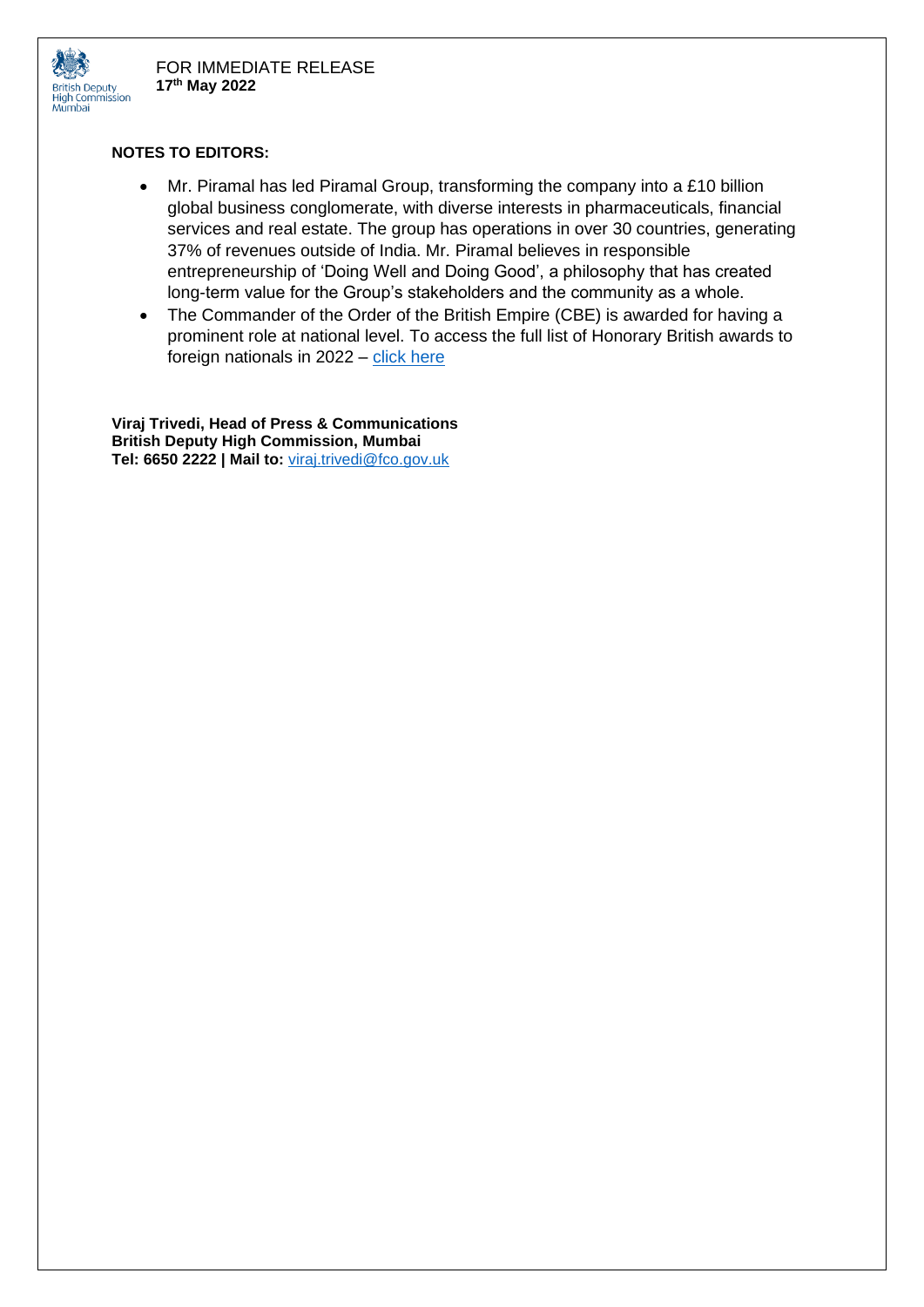FOR IMMEDIATE RELEASE
**17th May 2022**

**NOTES TO EDITORS:**

- Mr. Piramal has led Piramal Group, transforming the company into a £10 billion global business conglomerate, with diverse interests in pharmaceuticals, financial services and real estate. The group has operations in over 30 countries, generating 37% of revenues outside of India. Mr. Piramal believes in responsible entrepreneurship of 'Doing Well and Doing Good', a philosophy that has created long-term value for the Group's stakeholders and the community as a whole.
- The Commander of the Order of the British Empire (CBE) is awarded for having a prominent role at national level. To access the full list of Honorary British awards to foreign nationals in 2022 – click here

**Viraj Trivedi, Head of Press & Communications**
**British Deputy High Commission, Mumbai**
**Tel: 6650 2222 | Mail to:** viraj.trivedi@fco.gov.uk